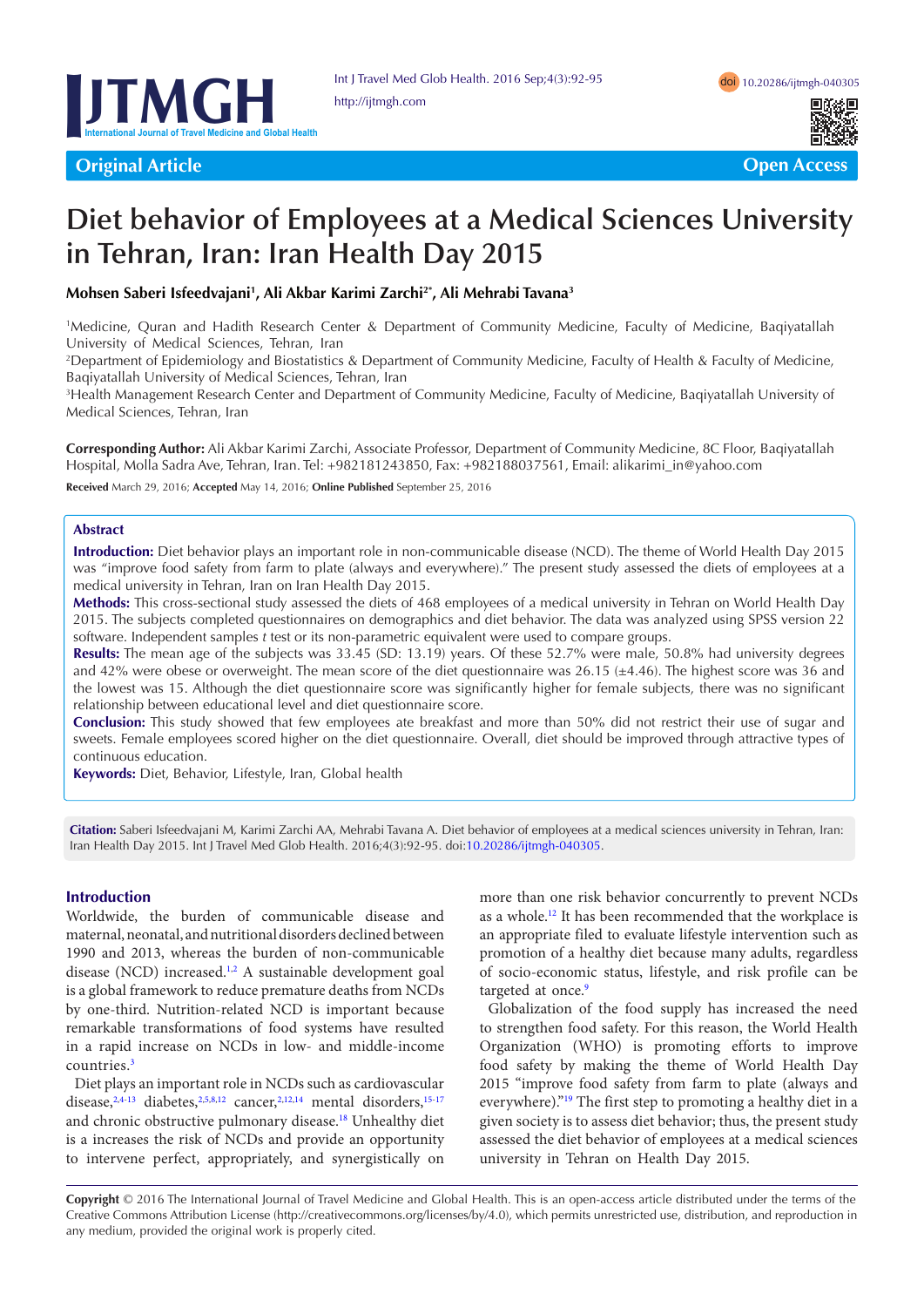Original Article

Open Access

# Diet behavior of Employees at a Medical Sciences University in Tehran, Iran: Iran Health Day 2015

**Mohsen Saberi Isfeedvajani[1], Ali Akbar Karimi Zarchi[2*], Ali Mehrabi Tavana[3]**

[1]Medicine, Quran and Hadith Research Center & Department of Community Medicine, Faculty of Medicine, Baqiyatallah University of Medical Sciences, Tehran, Iran

[2]Department of Epidemiology and Biostatistics & Department of Community Medicine, Faculty of Health & Faculty of Medicine, Baqiyatallah University of Medical Sciences, Tehran, Iran

[3]Health Management Research Center and Department of Community Medicine, Faculty of Medicine, Baqiyatallah University of Medical Sciences, Tehran, Iran

**Corresponding Author:** Ali Akbar Karimi Zarchi, Associate Professor, Department of Community Medicine, 8C Floor, Baqiyatallah Hospital, Molla Sadra Ave, Tehran, Iran. Tel: +982181243850, Fax: +982188037561, Email: alikarimi_in@yahoo.com

**Received** March 29, 2016; **Accepted** May 14, 2016; **Online Published** September 25, 2016

## Abstract

**Introduction:** Diet behavior plays an important role in non-communicable disease (NCD). The theme of World Health Day 2015 was "improve food safety from farm to plate (always and everywhere)." The present study assessed the diets of employees at a medical university in Tehran, Iran on Iran Health Day 2015.

**Methods:** This cross-sectional study assessed the diets of 468 employees of a medical university in Tehran on World Health Day 2015. The subjects completed questionnaires on demographics and diet behavior. The data was analyzed using SPSS version 22 software. Independent samples *t* test or its non-parametric equivalent were used to compare groups.

**Results:** The mean age of the subjects was 33.45 (SD: 13.19) years. Of these 52.7% were male, 50.8% had university degrees and 42% were obese or overweight. The mean score of the diet questionnaire was 26.15 (±4.46). The highest score was 36 and the lowest was 15. Although the diet questionnaire score was significantly higher for female subjects, there was no significant relationship between educational level and diet questionnaire score.

**Conclusion:** This study showed that few employees ate breakfast and more than 50% did not restrict their use of sugar and sweets. Female employees scored higher on the diet questionnaire. Overall, diet should be improved through attractive types of continuous education.

**Keywords:** Diet, Behavior, Lifestyle, Iran, Global health

**Citation:** Saberi Isfeedvajani M, Karimi Zarchi AA, Mehrabi Tavana A. Diet behavior of employees at a medical sciences university in Tehran, Iran: Iran Health Day 2015. Int J Travel Med Glob Health. 2016;4(3):92-95. doi:10.20286/ijtmgh-040305.

## Introduction

Worldwide, the burden of communicable disease and maternal, neonatal, and nutritional disorders declined between 1990 and 2013, whereas the burden of non-communicable disease (NCD) increased.[1,2] A sustainable development goal is a global framework to reduce premature deaths from NCDs by one-third. Nutrition-related NCD is important because remarkable transformations of food systems have resulted in a rapid increase on NCDs in low- and middle-income countries.[3]

Diet plays an important role in NCDs such as cardiovascular disease,[2,4-13] diabetes,[2,5,8,12] cancer,[2,12,14] mental disorders,[15-17] and chronic obstructive pulmonary disease.[18] Unhealthy diet is a increases the risk of NCDs and provide an opportunity to intervene perfect, appropriately, and synergistically on more than one risk behavior concurrently to prevent NCDs as a whole.[12] It has been recommended that the workplace is an appropriate filed to evaluate lifestyle intervention such as promotion of a healthy diet because many adults, regardless of socio-economic status, lifestyle, and risk profile can be targeted at once.[9]

Globalization of the food supply has increased the need to strengthen food safety. For this reason, the World Health Organization (WHO) is promoting efforts to improve food safety by making the theme of World Health Day 2015 "improve food safety from farm to plate (always and everywhere)."[19] The first step to promoting a healthy diet in a given society is to assess diet behavior; thus, the present study assessed the diet behavior of employees at a medical sciences university in Tehran on Health Day 2015.

**Copyright** © 2016 The International Journal of Travel Medicine and Global Health. This is an open-access article distributed under the terms of the Creative Commons Attribution License (http://creativecommons.org/licenses/by/4.0), which permits unrestricted use, distribution, and reproduction in any medium, provided the original work is properly cited.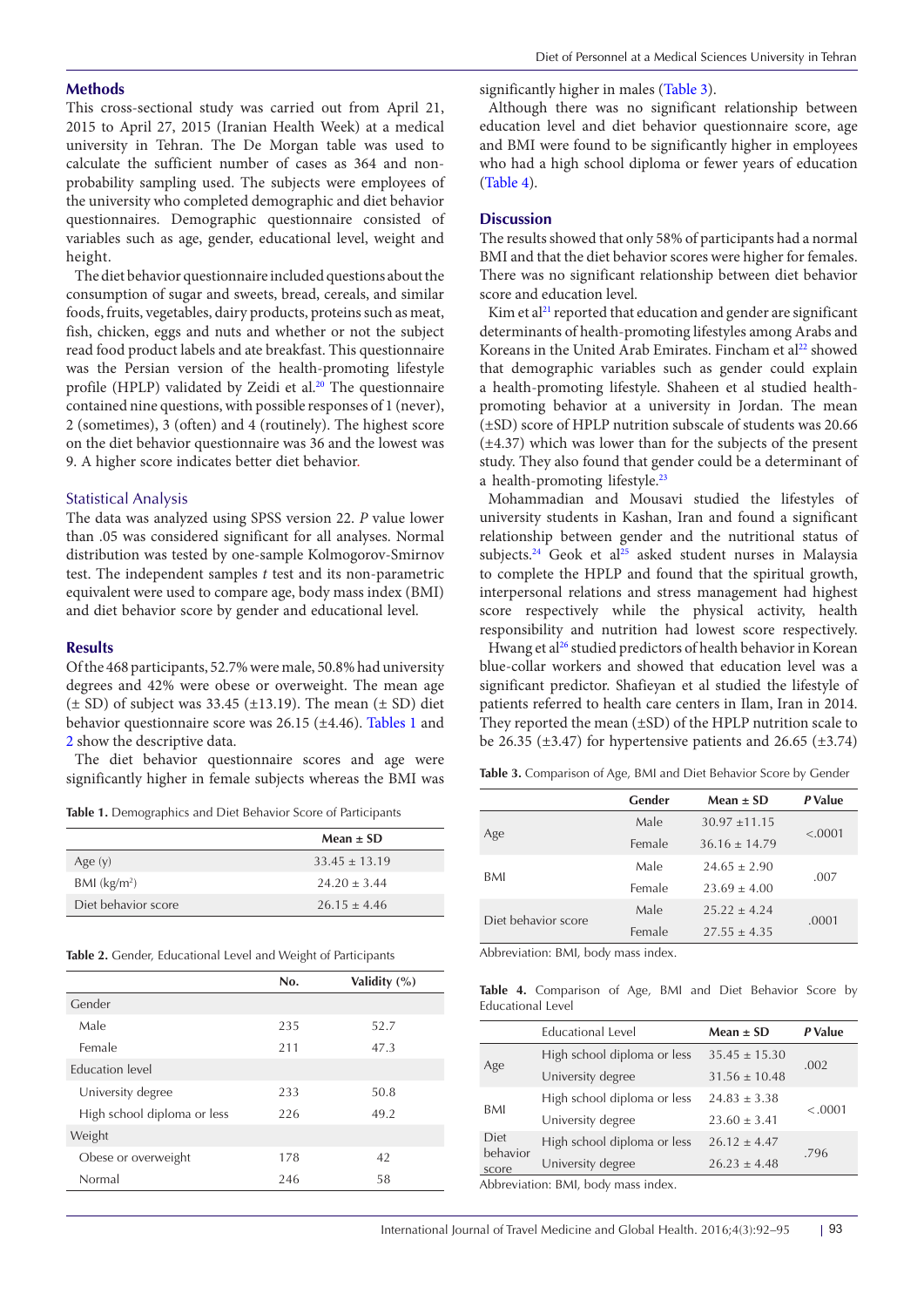## Methods

This cross-sectional study was carried out from April 21, 2015 to April 27, 2015 (Iranian Health Week) at a medical university in Tehran. The De Morgan table was used to calculate the sufficient number of cases as 364 and non-probability sampling used. The subjects were employees of the university who completed demographic and diet behavior questionnaires. Demographic questionnaire consisted of variables such as age, gender, educational level, weight and height.

The diet behavior questionnaire included questions about the consumption of sugar and sweets, bread, cereals, and similar foods, fruits, vegetables, dairy products, proteins such as meat, fish, chicken, eggs and nuts and whether or not the subject read food product labels and ate breakfast. This questionnaire was the Persian version of the health-promoting lifestyle profile (HPLP) validated by Zeidi et al.[20] The questionnaire contained nine questions, with possible responses of 1 (never), 2 (sometimes), 3 (often) and 4 (routinely). The highest score on the diet behavior questionnaire was 36 and the lowest was 9. A higher score indicates better diet behavior.

### Statistical Analysis

The data was analyzed using SPSS version 22. *P* value lower than .05 was considered significant for all analyses. Normal distribution was tested by one-sample Kolmogorov-Smirnov test. The independent samples *t* test and its non-parametric equivalent were used to compare age, body mass index (BMI) and diet behavior score by gender and educational level.

## Results

Of the 468 participants, 52.7% were male, 50.8% had university degrees and 42% were obese or overweight. The mean age (± SD) of subject was 33.45 (±13.19). The mean (± SD) diet behavior questionnaire score was 26.15 (±4.46). Tables 1 and 2 show the descriptive data.

The diet behavior questionnaire scores and age were significantly higher in female subjects whereas the BMI was significantly higher in males (Table 3).

Although there was no significant relationship between education level and diet behavior questionnaire score, age and BMI were found to be significantly higher in employees who had a high school diploma or fewer years of education (Table 4).

**Table 1.** Demographics and Diet Behavior Score of Participants

| | Mean ± SD |
|---|---|
| Age (y) | 33.45 ± 13.19 |
| BMI (kg/m$^2$) | 24.20 ± 3.44 |
| Diet behavior score | 26.15 ± 4.46 |

**Table 2.** Gender, Educational Level and Weight of Participants

| | No. | Validity (%) |
|---|---|---|
| Gender | | |
| Male | 235 | 52.7 |
| Female | 211 | 47.3 |
| Education level | | |
| University degree | 233 | 50.8 |
| High school diploma or less | 226 | 49.2 |
| Weight | | |
| Obese or overweight | 178 | 42 |
| Normal | 246 | 58 |

## Discussion

The results showed that only 58% of participants had a normal BMI and that the diet behavior scores were higher for females. There was no significant relationship between diet behavior score and education level.

Kim et al[21] reported that education and gender are significant determinants of health-promoting lifestyles among Arabs and Koreans in the United Arab Emirates. Fincham et al[22] showed that demographic variables such as gender could explain a health-promoting lifestyle. Shaheen et al studied health-promoting behavior at a university in Jordan. The mean (±SD) score of HPLP nutrition subscale of students was 20.66 (±4.37) which was lower than for the subjects of the present study. They also found that gender could be a determinant of a health-promoting lifestyle.[23]

Mohammadian and Mousavi studied the lifestyles of university students in Kashan, Iran and found a significant relationship between gender and the nutritional status of subjects.[24] Geok et al[25] asked student nurses in Malaysia to complete the HPLP and found that the spiritual growth, interpersonal relations and stress management had highest score respectively while the physical activity, health responsibility and nutrition had lowest score respectively.

Hwang et al[26] studied predictors of health behavior in Korean blue-collar workers and showed that education level was a significant predictor. Shafieyan et al studied the lifestyle of patients referred to health care centers in Ilam, Iran in 2014. They reported the mean (±SD) of the HPLP nutrition scale to be 26.35 (±3.47) for hypertensive patients and 26.65 (±3.74)

**Table 3.** Comparison of Age, BMI and Diet Behavior Score by Gender

| | Gender | Mean ± SD | *P* Value |
|---|---|---|---|
| Age | Male | 30.97 ±11.15 | <.0001 |
| | Female | 36.16 ± 14.79 | |
| BMI | Male | 24.65 ± 2.90 | .007 |
| | Female | 23.69 ± 4.00 | |
| Diet behavior score | Male | 25.22 ± 4.24 | .0001 |
| | Female | 27.55 ± 4.35 | |

Abbreviation: BMI, body mass index.

**Table 4.** Comparison of Age, BMI and Diet Behavior Score by Educational Level

| | Educational Level | Mean ± SD | *P* Value |
|---|---|---|---|
| Age | High school diploma or less | 35.45 ± 15.30 | .002 |
| | University degree | 31.56 ± 10.48 | |
| BMI | High school diploma or less | 24.83 ± 3.38 | <.0001 |
| | University degree | 23.60 ± 3.41 | |
| Diet behavior score | High school diploma or less | 26.12 ± 4.47 | .796 |
| | University degree | 26.23 ± 4.48 | |

Abbreviation: BMI, body mass index.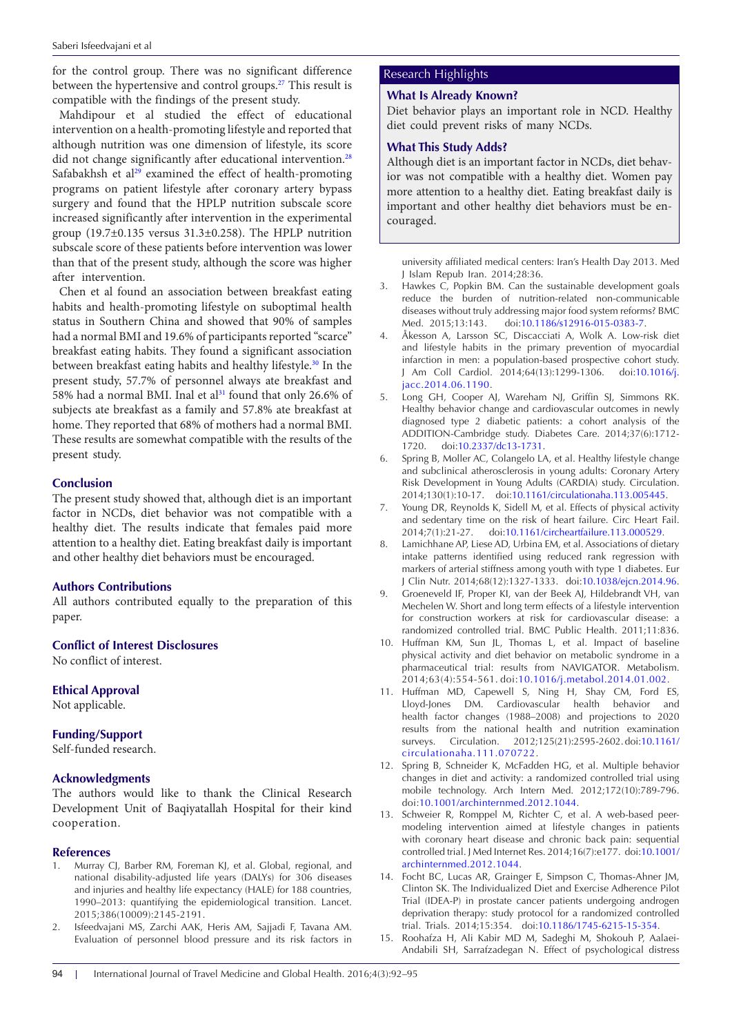for the control group. There was no significant difference between the hypertensive and control groups.[27] This result is compatible with the findings of the present study.

Mahdipour et al studied the effect of educational intervention on a health-promoting lifestyle and reported that although nutrition was one dimension of lifestyle, its score did not change significantly after educational intervention.[28] Safabakhsh et al[29] examined the effect of health-promoting programs on patient lifestyle after coronary artery bypass surgery and found that the HPLP nutrition subscale score increased significantly after intervention in the experimental group (19.7±0.135 versus 31.3±0.258). The HPLP nutrition subscale score of these patients before intervention was lower than that of the present study, although the score was higher after intervention.

Chen et al found an association between breakfast eating habits and health-promoting lifestyle on suboptimal health status in Southern China and showed that 90% of samples had a normal BMI and 19.6% of participants reported "scarce" breakfast eating habits. They found a significant association between breakfast eating habits and healthy lifestyle.[30] In the present study, 57.7% of personnel always ate breakfast and 58% had a normal BMI. Inal et al[31] found that only 26.6% of subjects ate breakfast as a family and 57.8% ate breakfast at home. They reported that 68% of mothers had a normal BMI. These results are somewhat compatible with the results of the present study.

### Conclusion

The present study showed that, although diet is an important factor in NCDs, diet behavior was not compatible with a healthy diet. The results indicate that females paid more attention to a healthy diet. Eating breakfast daily is important and other healthy diet behaviors must be encouraged.

### Authors Contributions

All authors contributed equally to the preparation of this paper.

### Conflict of Interest Disclosures

No conflict of interest.

### Ethical Approval

Not applicable.

### Funding/Support

Self-funded research.

### Acknowledgments

The authors would like to thank the Clinical Research Development Unit of Baqiyatallah Hospital for their kind cooperation.

### Research Highlights

**What Is Already Known?**

Diet behavior plays an important role in NCD. Healthy diet could prevent risks of many NCDs.

**What This Study Adds?**

Although diet is an important factor in NCDs, diet behavior was not compatible with a healthy diet. Women pay more attention to a healthy diet. Eating breakfast daily is important and other healthy diet behaviors must be encouraged.

### References

1. Murray CJ, Barber RM, Foreman KJ, et al. Global, regional, and national disability-adjusted life years (DALYs) for 306 diseases and injuries and healthy life expectancy (HALE) for 188 countries, 1990–2013: quantifying the epidemiological transition. Lancet. 2015;386(10009):2145-2191.
2. Isfeedvajani MS, Zarchi AAK, Heris AM, Sajjadi F, Tavana AM. Evaluation of personnel blood pressure and its risk factors in university affiliated medical centers: Iran's Health Day 2013. Med J Islam Repub Iran. 2014;28:36.
3. Hawkes C, Popkin BM. Can the sustainable development goals reduce the burden of nutrition-related non-communicable diseases without truly addressing major food system reforms? BMC Med. 2015;13:143. doi:10.1186/s12916-015-0383-7.
4. Åkesson A, Larsson SC, Discacciati A, Wolk A. Low-risk diet and lifestyle habits in the primary prevention of myocardial infarction in men: a population-based prospective cohort study. J Am Coll Cardiol. 2014;64(13):1299-1306. doi:10.1016/j.jacc.2014.06.1190.
5. Long GH, Cooper AJ, Wareham NJ, Griffin SJ, Simmons RK. Healthy behavior change and cardiovascular outcomes in newly diagnosed type 2 diabetic patients: a cohort analysis of the ADDITION-Cambridge study. Diabetes Care. 2014;37(6):1712-1720. doi:10.2337/dc13-1731.
6. Spring B, Moller AC, Colangelo LA, et al. Healthy lifestyle change and subclinical atherosclerosis in young adults: Coronary Artery Risk Development in Young Adults (CARDIA) study. Circulation. 2014;130(1):10-17. doi:10.1161/circulationaha.113.005445.
7. Young DR, Reynolds K, Sidell M, et al. Effects of physical activity and sedentary time on the risk of heart failure. Circ Heart Fail. 2014;7(1):21-27. doi:10.1161/circheartfailure.113.000529.
8. Lamichhane AP, Liese AD, Urbina EM, et al. Associations of dietary intake patterns identified using reduced rank regression with markers of arterial stiffness among youth with type 1 diabetes. Eur J Clin Nutr. 2014;68(12):1327-1333. doi:10.1038/ejcn.2014.96.
9. Groeneveld IF, Proper KI, van der Beek AJ, Hildebrandt VH, van Mechelen W. Short and long term effects of a lifestyle intervention for construction workers at risk for cardiovascular disease: a randomized controlled trial. BMC Public Health. 2011;11:836.
10. Huffman KM, Sun JL, Thomas L, et al. Impact of baseline physical activity and diet behavior on metabolic syndrome in a pharmaceutical trial: results from NAVIGATOR. Metabolism. 2014;63(4):554-561. doi:10.1016/j.metabol.2014.01.002.
11. Huffman MD, Capewell S, Ning H, Shay CM, Ford ES, Lloyd-Jones DM. Cardiovascular health behavior and health factor changes (1988–2008) and projections to 2020 results from the national health and nutrition examination surveys. Circulation. 2012;125(21):2595-2602. doi:10.1161/circulationaha.111.070722.
12. Spring B, Schneider K, McFadden HG, et al. Multiple behavior changes in diet and activity: a randomized controlled trial using mobile technology. Arch Intern Med. 2012;172(10):789-796. doi:10.1001/archinternmed.2012.1044.
13. Schweier R, Romppel M, Richter C, et al. A web-based peer-modeling intervention aimed at lifestyle changes in patients with coronary heart disease and chronic back pain: sequential controlled trial. J Med Internet Res. 2014;16(7):e177. doi:10.1001/archinternmed.2012.1044.
14. Focht BC, Lucas AR, Grainger E, Simpson C, Thomas-Ahner JM, Clinton SK. The Individualized Diet and Exercise Adherence Pilot Trial (IDEA-P) in prostate cancer patients undergoing androgen deprivation therapy: study protocol for a randomized controlled trial. Trials. 2014;15:354. doi:10.1186/1745-6215-15-354.
15. Roohafza H, Ali Kabir MD M, Sadeghi M, Shokouh P, Aalaei-Andabili SH, Sarrafzadegan N. Effect of psychological distress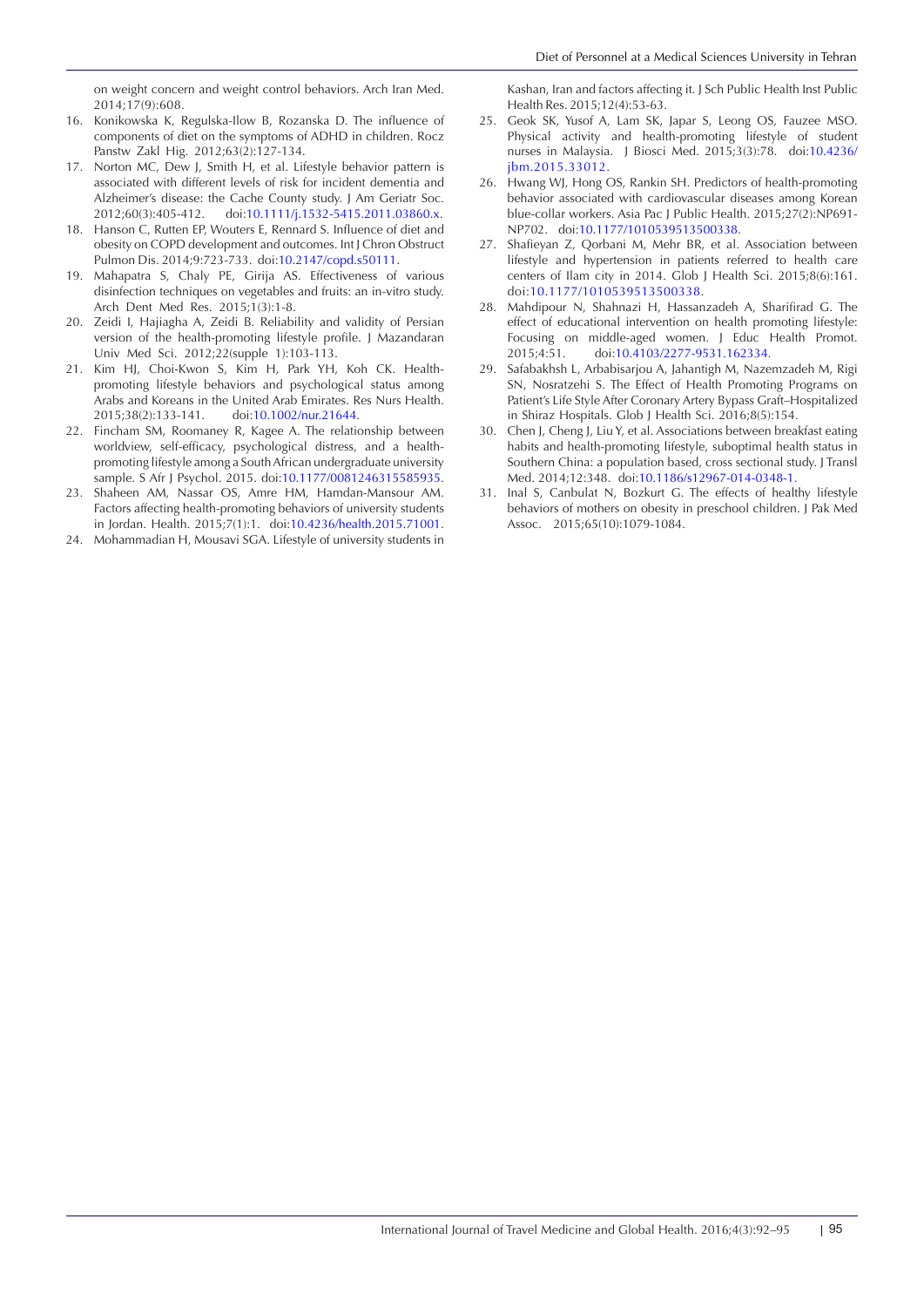on weight concern and weight control behaviors. Arch Iran Med. 2014;17(9):608.

16. Konikowska K, Regulska-Ilow B, Rozanska D. The influence of components of diet on the symptoms of ADHD in children. Rocz Panstw Zakl Hig. 2012;63(2):127-134.
17. Norton MC, Dew J, Smith H, et al. Lifestyle behavior pattern is associated with different levels of risk for incident dementia and Alzheimer's disease: the Cache County study. J Am Geriatr Soc. 2012;60(3):405-412. doi:10.1111/j.1532-5415.2011.03860.x.
18. Hanson C, Rutten EP, Wouters E, Rennard S. Influence of diet and obesity on COPD development and outcomes. Int J Chron Obstruct Pulmon Dis. 2014;9:723-733. doi:10.2147/copd.s50111.
19. Mahapatra S, Chaly PE, Girija AS. Effectiveness of various disinfection techniques on vegetables and fruits: an in-vitro study. Arch Dent Med Res. 2015;1(3):1-8.
20. Zeidi I, Hajiagha A, Zeidi B. Reliability and validity of Persian version of the health-promoting lifestyle profile. J Mazandaran Univ Med Sci. 2012;22(supple 1):103-113.
21. Kim HJ, Choi-Kwon S, Kim H, Park YH, Koh CK. Health-promoting lifestyle behaviors and psychological status among Arabs and Koreans in the United Arab Emirates. Res Nurs Health. 2015;38(2):133-141. doi:10.1002/nur.21644.
22. Fincham SM, Roomaney R, Kagee A. The relationship between worldview, self-efficacy, psychological distress, and a health-promoting lifestyle among a South African undergraduate university sample. S Afr J Psychol. 2015. doi:10.1177/0081246315585935.
23. Shaheen AM, Nassar OS, Amre HM, Hamdan-Mansour AM. Factors affecting health-promoting behaviors of university students in Jordan. Health. 2015;7(1):1. doi:10.4236/health.2015.71001.
24. Mohammadian H, Mousavi SGA. Lifestyle of university students in Kashan, Iran and factors affecting it. J Sch Public Health Inst Public Health Res. 2015;12(4):53-63.
25. Geok SK, Yusof A, Lam SK, Japar S, Leong OS, Fauzee MSO. Physical activity and health-promoting lifestyle of student nurses in Malaysia. J Biosci Med. 2015;3(3):78. doi:10.4236/jbm.2015.33012.
26. Hwang WJ, Hong OS, Rankin SH. Predictors of health-promoting behavior associated with cardiovascular diseases among Korean blue-collar workers. Asia Pac J Public Health. 2015;27(2):NP691-NP702. doi:10.1177/1010539513500338.
27. Shafieyan Z, Qorbani M, Mehr BR, et al. Association between lifestyle and hypertension in patients referred to health care centers of Ilam city in 2014. Glob J Health Sci. 2015;8(6):161. doi:10.1177/1010539513500338.
28. Mahdipour N, Shahnazi H, Hassanzadeh A, Sharifirad G. The effect of educational intervention on health promoting lifestyle: Focusing on middle-aged women. J Educ Health Promot. 2015;4:51. doi:10.4103/2277-9531.162334.
29. Safabakhsh L, Arbabisarjou A, Jahantigh M, Nazemzadeh M, Rigi SN, Nosratzehi S. The Effect of Health Promoting Programs on Patient's Life Style After Coronary Artery Bypass Graft–Hospitalized in Shiraz Hospitals. Glob J Health Sci. 2016;8(5):154.
30. Chen J, Cheng J, Liu Y, et al. Associations between breakfast eating habits and health-promoting lifestyle, suboptimal health status in Southern China: a population based, cross sectional study. J Transl Med. 2014;12:348. doi:10.1186/s12967-014-0348-1.
31. Inal S, Canbulat N, Bozkurt G. The effects of healthy lifestyle behaviors of mothers on obesity in preschool children. J Pak Med Assoc. 2015;65(10):1079-1084.